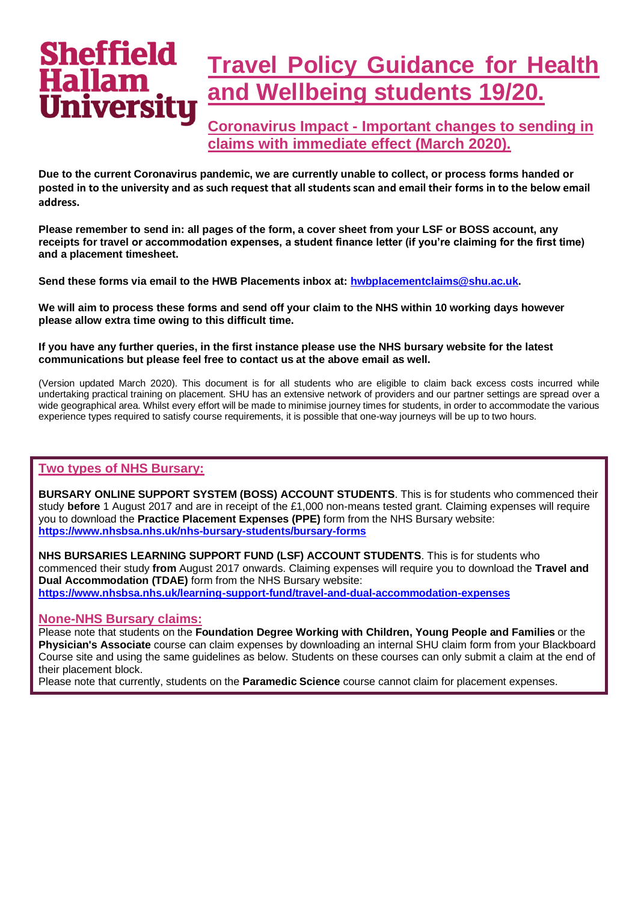Sheffield Hallam University

# Travel Policy Guidance for Health and Wellbeing students 19/20.

## Coronavirus Impact - Important changes to sending in claims with immediate effect (March 2020).

**Due to the current Coronavirus pandemic, we are currently unable to collect, or process forms handed or posted in to the university and as such request that all students scan and email their forms in to the below email address.**

**Please remember to send in: all pages of the form, a cover sheet from your LSF or BOSS account, any receipts for travel or accommodation expenses, a student finance letter (if you're claiming for the first time) and a placement timesheet.**

**Send these forms via email to the HWB Placements inbox at: [hwbplacementclaims@shu.ac.uk](mailto:hwbplacementclaims@shu.ac.uk).**

**We will aim to process these forms and send off your claim to the NHS within 10 working days however please allow extra time owing to this difficult time.**

**If you have any further queries, in the first instance please use the NHS bursary website for the latest communications but please feel free to contact us at the above email as well.**

(Version updated March 2020). This document is for all students who are eligible to claim back excess costs incurred while undertaking practical training on placement. SHU has an extensive network of providers and our partner settings are spread over a wide geographical area. Whilst every effort will be made to minimise journey times for students, in order to accommodate the various experience types required to satisfy course requirements, it is possible that one-way journeys will be up to two hours.

### Two types of NHS Bursary:

**BURSARY ONLINE SUPPORT SYSTEM (BOSS) ACCOUNT STUDENTS**. This is for students who commenced their study **before** 1 August 2017 and are in receipt of the £1,000 non-means tested grant. Claiming expenses will require you to download the **Practice Placement Expenses (PPE)** form from the NHS Bursary website: **[https://www.nhsbsa.nhs.uk/nhs-bursary-students/bursary-forms](https://www.nhsbsa.nhs.uk/nhs-bursary-students/bursary-forms)**

**NHS BURSARIES LEARNING SUPPORT FUND (LSF) ACCOUNT STUDENTS**. This is for students who commenced their study **from** August 2017 onwards. Claiming expenses will require you to download the **Travel and Dual Accommodation (TDAE)** form from the NHS Bursary website: **[https://www.nhsbsa.nhs.uk/learning-support-fund/travel-and-dual-accommodation-expenses](https://www.nhsbsa.nhs.uk/learning-support-fund/travel-and-dual-accommodation-expenses)**

### None-NHS Bursary claims:

Please note that students on the **Foundation Degree Working with Children, Young People and Families** or the **Physician's Associate** course can claim expenses by downloading an internal SHU claim form from your Blackboard Course site and using the same guidelines as below. Students on these courses can only submit a claim at the end of their placement block.

Please note that currently, students on the **Paramedic Science** course cannot claim for placement expenses.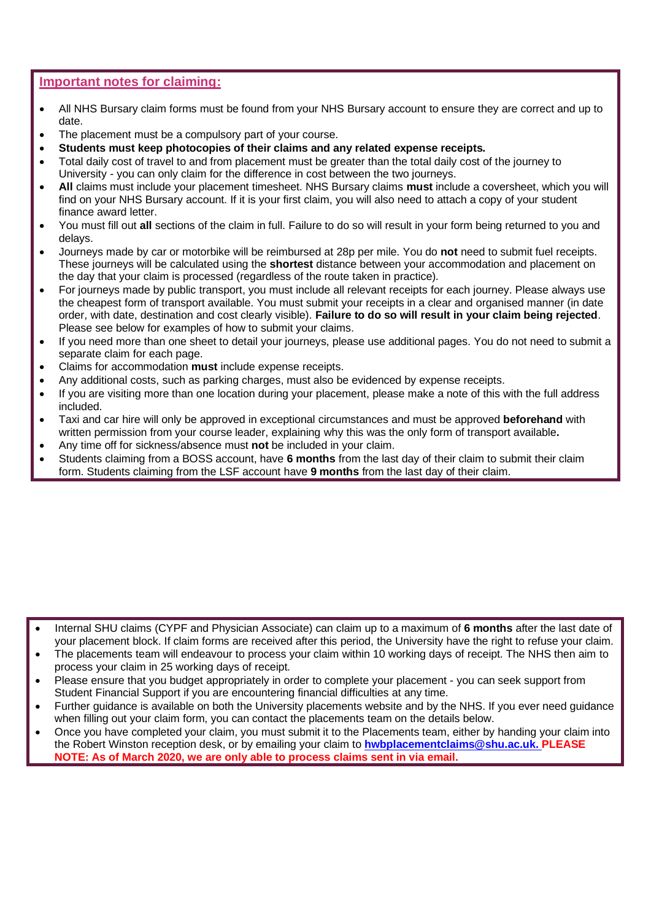## Important notes for claiming:

- All NHS Bursary claim forms must be found from your NHS Bursary account to ensure they are correct and up to date.
- The placement must be a compulsory part of your course.
- **Students must keep photocopies of their claims and any related expense receipts.**
- Total daily cost of travel to and from placement must be greater than the total daily cost of the journey to University - you can only claim for the difference in cost between the two journeys.
- **All** claims must include your placement timesheet. NHS Bursary claims **must** include a coversheet, which you will find on your NHS Bursary account. If it is your first claim, you will also need to attach a copy of your student finance award letter.
- You must fill out **all** sections of the claim in full. Failure to do so will result in your form being returned to you and delays.
- Journeys made by car or motorbike will be reimbursed at 28p per mile. You do **not** need to submit fuel receipts. These journeys will be calculated using the **shortest** distance between your accommodation and placement on the day that your claim is processed (regardless of the route taken in practice).
- For journeys made by public transport, you must include all relevant receipts for each journey. Please always use the cheapest form of transport available. You must submit your receipts in a clear and organised manner (in date order, with date, destination and cost clearly visible). **Failure to do so will result in your claim being rejected**. Please see below for examples of how to submit your claims.
- If you need more than one sheet to detail your journeys, please use additional pages. You do not need to submit a separate claim for each page.
- Claims for accommodation **must** include expense receipts.
- Any additional costs, such as parking charges, must also be evidenced by expense receipts.
- If you are visiting more than one location during your placement, please make a note of this with the full address included.
- Taxi and car hire will only be approved in exceptional circumstances and must be approved **beforehand** with written permission from your course leader, explaining why this was the only form of transport available**.**
- Any time off for sickness/absence must **not** be included in your claim.
- Students claiming from a BOSS account, have **6 months** from the last day of their claim to submit their claim form. Students claiming from the LSF account have **9 months** from the last day of their claim.

- Internal SHU claims (CYPF and Physician Associate) can claim up to a maximum of **6 months** after the last date of your placement block. If claim forms are received after this period, the University have the right to refuse your claim.
- The placements team will endeavour to process your claim within 10 working days of receipt. The NHS then aim to process your claim in 25 working days of receipt.
- Please ensure that you budget appropriately in order to complete your placement - you can seek support from Student Financial Support if you are encountering financial difficulties at any time.
- Further guidance is available on both the University placements website and by the NHS. If you ever need guidance when filling out your claim form, you can contact the placements team on the details below.
- Once you have completed your claim, you must submit it to the Placements team, either by handing your claim into the Robert Winston reception desk, or by emailing your claim to **hwbplacementclaims@shu.ac.uk.** **PLEASE NOTE: As of March 2020, we are only able to process claims sent in via email.**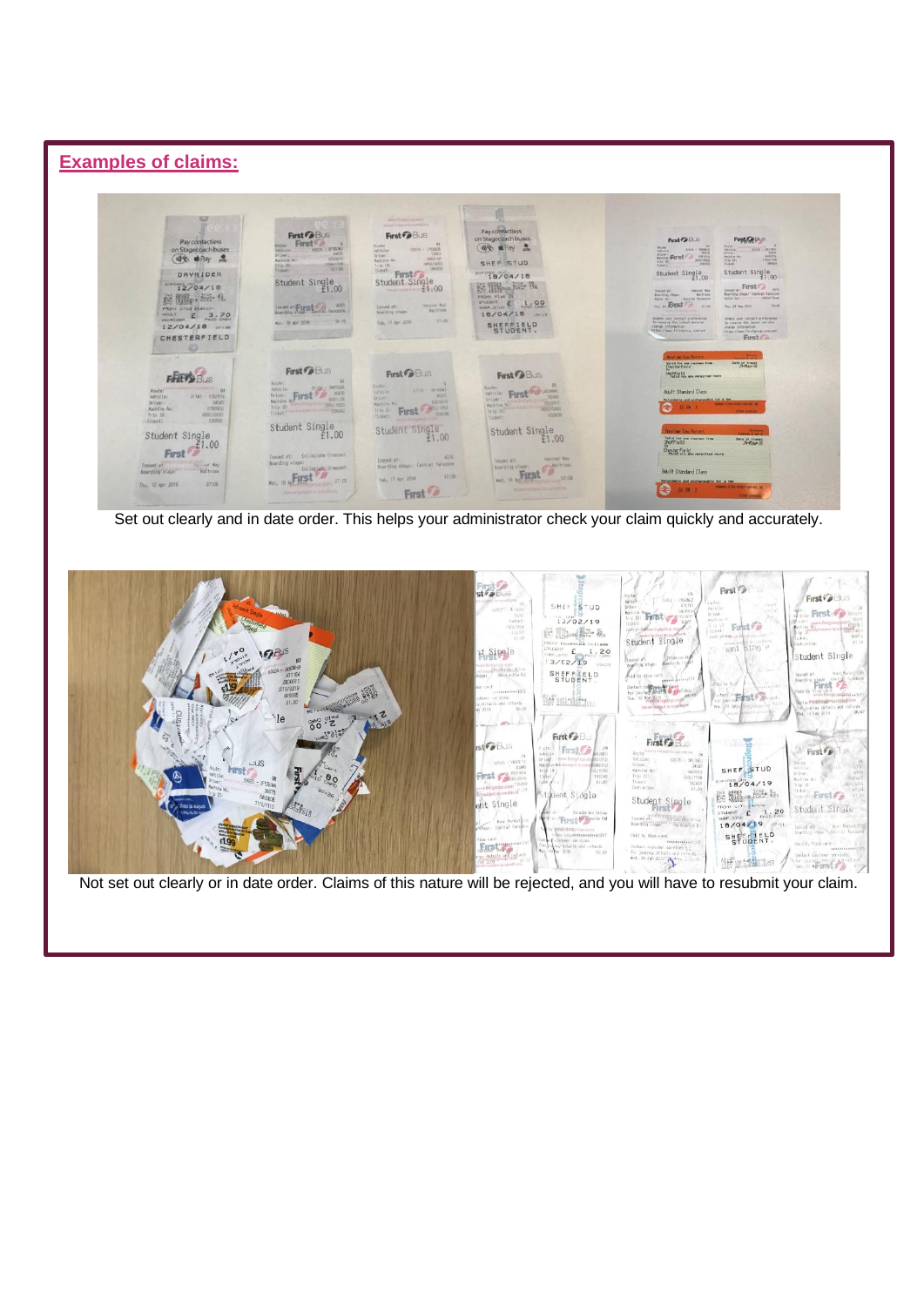## Examples of claims:

Set out clearly and in date order. This helps your administrator check your claim quickly and accurately.

Not set out clearly or in date order. Claims of this nature will be rejected, and you will have to resubmit your claim.